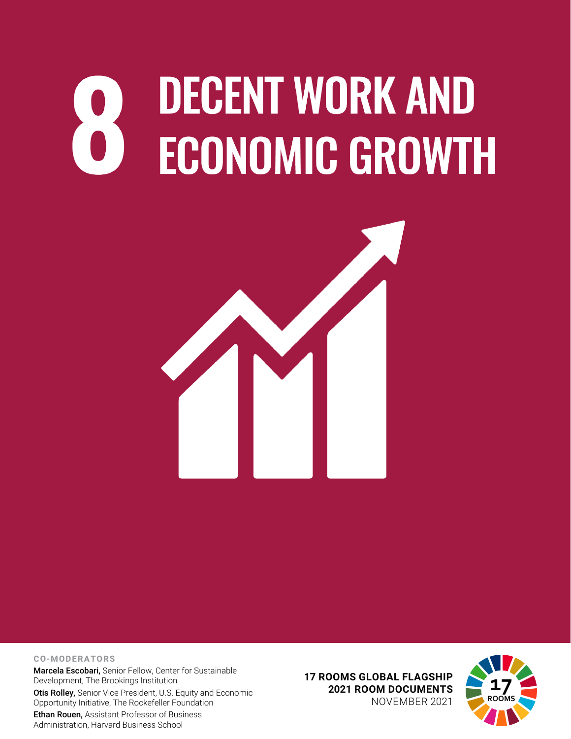# 8 DECENT WORK AND ECONOMIC GROWTH

**CO-MODERATORS**

**Marcela Escobari,** Senior Fellow, Center for Sustainable Development, The Brookings Institution

**Otis Rolley,** Senior Vice President, U.S. Equity and Economic Opportunity Initiative, The Rockefeller Foundation

**Ethan Rouen,** Assistant Professor of Business Administration, Harvard Business School

**17 ROOMS GLOBAL FLAGSHIP**
**2021 ROOM DOCUMENTS**
NOVEMBER 2021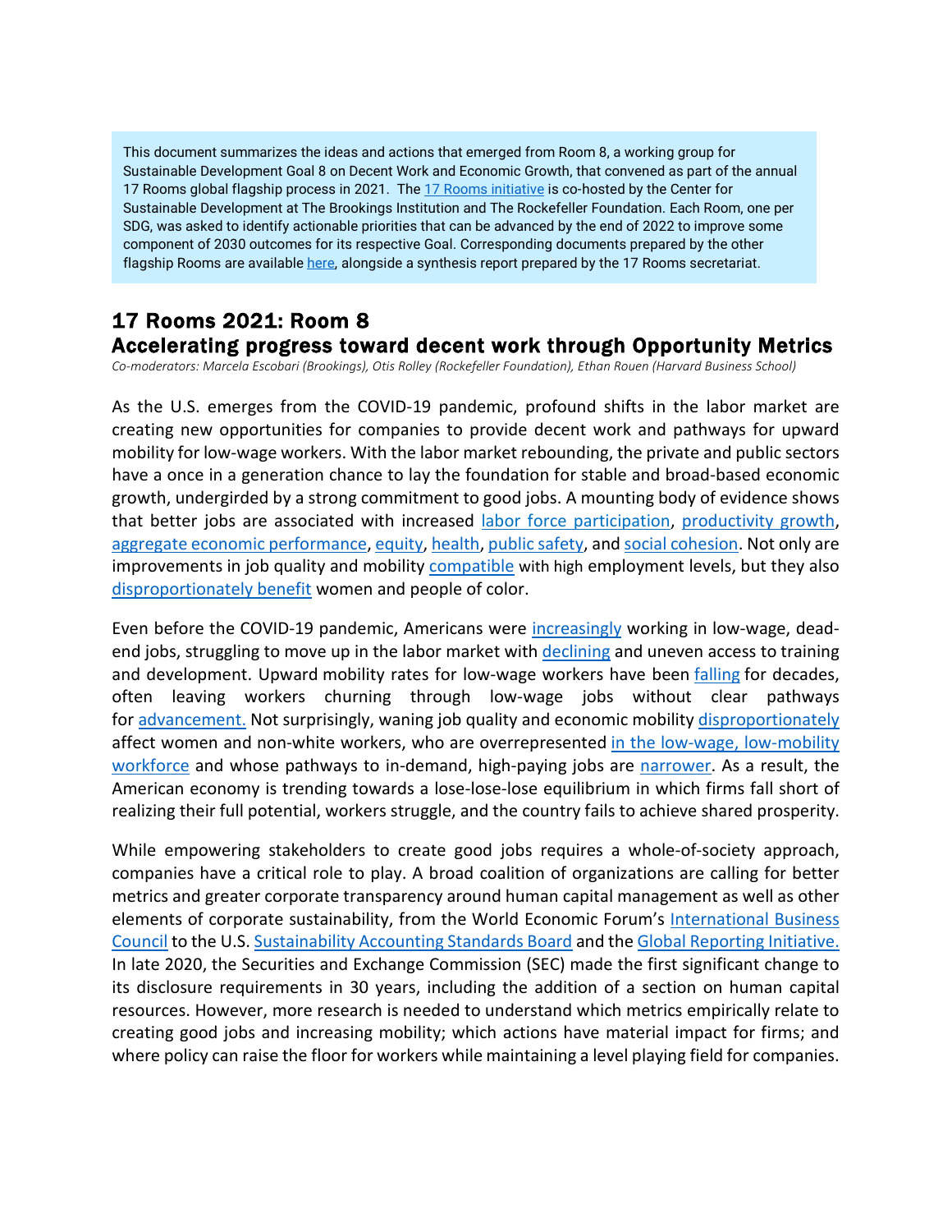This document summarizes the ideas and actions that emerged from Room 8, a working group for Sustainable Development Goal 8 on Decent Work and Economic Growth, that convened as part of the annual 17 Rooms global flagship process in 2021. The 17 Rooms initiative is co-hosted by the Center for Sustainable Development at The Brookings Institution and The Rockefeller Foundation. Each Room, one per SDG, was asked to identify actionable priorities that can be advanced by the end of 2022 to improve some component of 2030 outcomes for its respective Goal. Corresponding documents prepared by the other flagship Rooms are available here, alongside a synthesis report prepared by the 17 Rooms secretariat.

## 17 Rooms 2021: Room 8
## Accelerating progress toward decent work through Opportunity Metrics

*Co-moderators: Marcela Escobari (Brookings), Otis Rolley (Rockefeller Foundation), Ethan Rouen (Harvard Business School)*

As the U.S. emerges from the COVID-19 pandemic, profound shifts in the labor market are creating new opportunities for companies to provide decent work and pathways for upward mobility for low-wage workers. With the labor market rebounding, the private and public sectors have a once in a generation chance to lay the foundation for stable and broad-based economic growth, undergirded by a strong commitment to good jobs. A mounting body of evidence shows that better jobs are associated with increased labor force participation, productivity growth, aggregate economic performance, equity, health, public safety, and social cohesion. Not only are improvements in job quality and mobility compatible with high employment levels, but they also disproportionately benefit women and people of color.

Even before the COVID-19 pandemic, Americans were increasingly working in low-wage, dead-end jobs, struggling to move up in the labor market with declining and uneven access to training and development. Upward mobility rates for low-wage workers have been falling for decades, often leaving workers churning through low-wage jobs without clear pathways for advancement. Not surprisingly, waning job quality and economic mobility disproportionately affect women and non-white workers, who are overrepresented in the low-wage, low-mobility workforce and whose pathways to in-demand, high-paying jobs are narrower. As a result, the American economy is trending towards a lose-lose-lose equilibrium in which firms fall short of realizing their full potential, workers struggle, and the country fails to achieve shared prosperity.

While empowering stakeholders to create good jobs requires a whole-of-society approach, companies have a critical role to play. A broad coalition of organizations are calling for better metrics and greater corporate transparency around human capital management as well as other elements of corporate sustainability, from the World Economic Forum's International Business Council to the U.S. Sustainability Accounting Standards Board and the Global Reporting Initiative. In late 2020, the Securities and Exchange Commission (SEC) made the first significant change to its disclosure requirements in 30 years, including the addition of a section on human capital resources. However, more research is needed to understand which metrics empirically relate to creating good jobs and increasing mobility; which actions have material impact for firms; and where policy can raise the floor for workers while maintaining a level playing field for companies.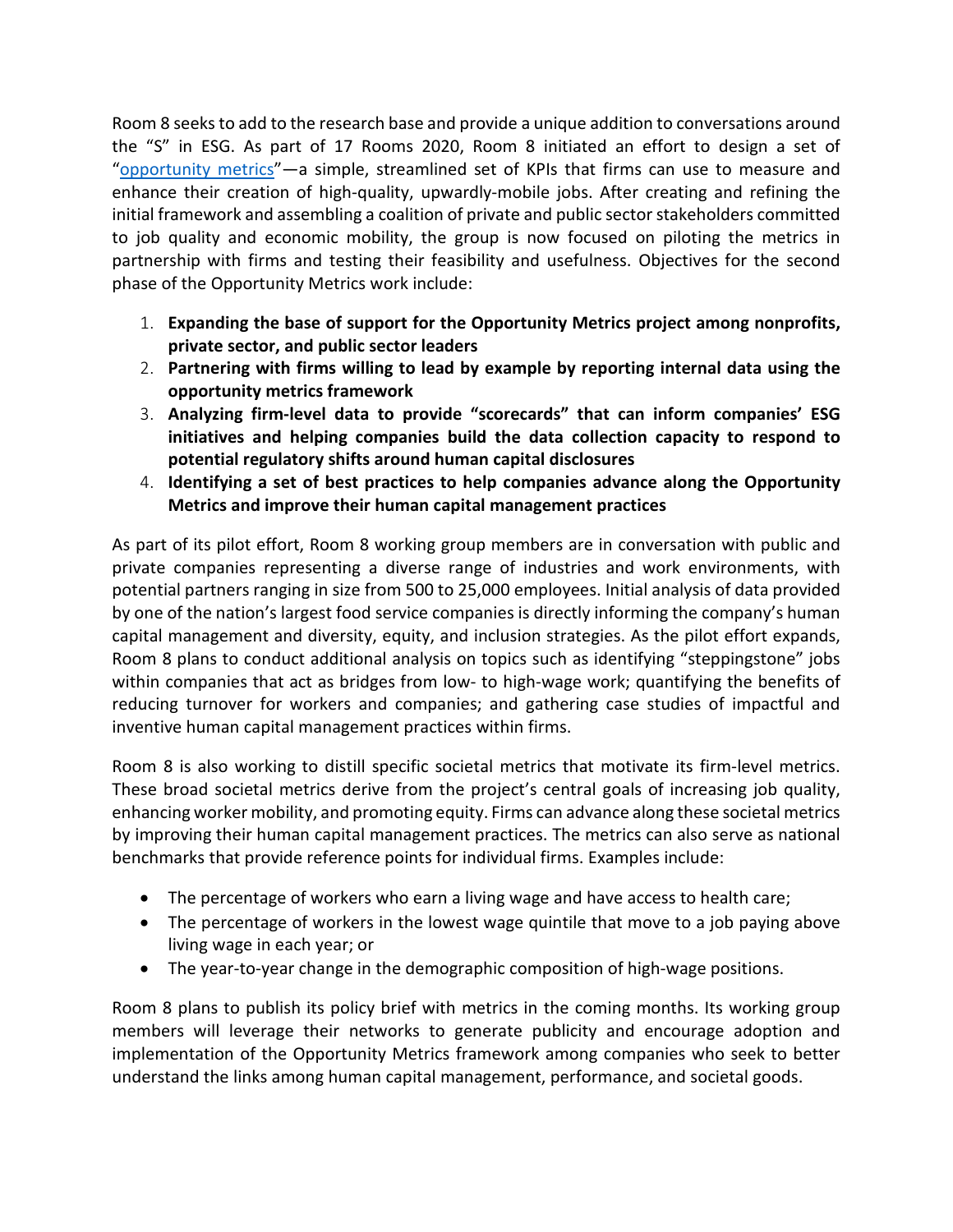Room 8 seeks to add to the research base and provide a unique addition to conversations around the "S" in ESG. As part of 17 Rooms 2020, Room 8 initiated an effort to design a set of "opportunity metrics"—a simple, streamlined set of KPIs that firms can use to measure and enhance their creation of high-quality, upwardly-mobile jobs. After creating and refining the initial framework and assembling a coalition of private and public sector stakeholders committed to job quality and economic mobility, the group is now focused on piloting the metrics in partnership with firms and testing their feasibility and usefulness. Objectives for the second phase of the Opportunity Metrics work include:

1. **Expanding the base of support for the Opportunity Metrics project among nonprofits, private sector, and public sector leaders**
2. **Partnering with firms willing to lead by example by reporting internal data using the opportunity metrics framework**
3. **Analyzing firm-level data to provide "scorecards" that can inform companies' ESG initiatives and helping companies build the data collection capacity to respond to potential regulatory shifts around human capital disclosures**
4. **Identifying a set of best practices to help companies advance along the Opportunity Metrics and improve their human capital management practices**

As part of its pilot effort, Room 8 working group members are in conversation with public and private companies representing a diverse range of industries and work environments, with potential partners ranging in size from 500 to 25,000 employees. Initial analysis of data provided by one of the nation's largest food service companies is directly informing the company's human capital management and diversity, equity, and inclusion strategies. As the pilot effort expands, Room 8 plans to conduct additional analysis on topics such as identifying "steppingstone" jobs within companies that act as bridges from low- to high-wage work; quantifying the benefits of reducing turnover for workers and companies; and gathering case studies of impactful and inventive human capital management practices within firms.

Room 8 is also working to distill specific societal metrics that motivate its firm-level metrics. These broad societal metrics derive from the project's central goals of increasing job quality, enhancing worker mobility, and promoting equity. Firms can advance along these societal metrics by improving their human capital management practices. The metrics can also serve as national benchmarks that provide reference points for individual firms. Examples include:

- The percentage of workers who earn a living wage and have access to health care;
- The percentage of workers in the lowest wage quintile that move to a job paying above living wage in each year; or
- The year-to-year change in the demographic composition of high-wage positions.

Room 8 plans to publish its policy brief with metrics in the coming months. Its working group members will leverage their networks to generate publicity and encourage adoption and implementation of the Opportunity Metrics framework among companies who seek to better understand the links among human capital management, performance, and societal goods.